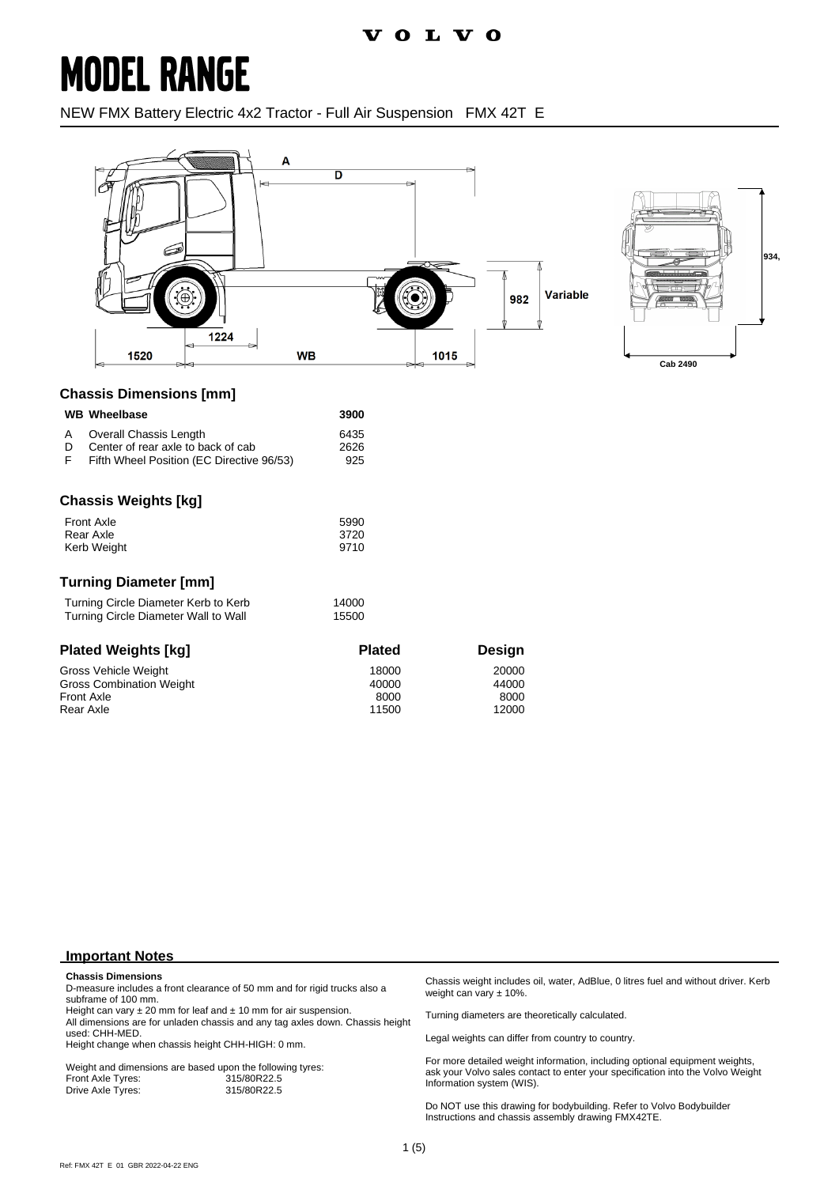# MODEL RANGE

NEW FMX Battery Electric 4x2 Tractor - Full Air Suspension FMX 42T E

## Chassis Dimensions [mm]

| | | |
|---|---|---|
| **WB** | **Wheelbase** | **3900** |
| A | Overall Chassis Length | 6435 |
| D | Center of rear axle to back of cab | 2626 |
| F | Fifth Wheel Position (EC Directive 96/53) | 925 |

## Chassis Weights [kg]

| | |
|---|---|
| Front Axle | 5990 |
| Rear Axle | 3720 |
| Kerb Weight | 9710 |

## Turning Diameter [mm]

| | |
|---|---|
| Turning Circle Diameter Kerb to Kerb | 14000 |
| Turning Circle Diameter Wall to Wall | 15500 |

## Plated Weights [kg]

| | Plated | Design |
|---|---|---|
| Gross Vehicle Weight | 18000 | 20000 |
| Gross Combination Weight | 40000 | 44000 |
| Front Axle | 8000 | 8000 |
| Rear Axle | 11500 | 12000 |

## Important Notes

**Chassis Dimensions**

D-measure includes a front clearance of 50 mm and for rigid trucks also a subframe of 100 mm.
Height can vary ± 20 mm for leaf and ± 10 mm for air suspension.
All dimensions are for unladen chassis and any tag axles down. Chassis height used: CHH-MED.
Height change when chassis height CHH-HIGH: 0 mm.

Weight and dimensions are based upon the following tyres:

| | |
|---|---|
| Front Axle Tyres: | 315/80R22.5 |
| Drive Axle Tyres: | 315/80R22.5 |

Chassis weight includes oil, water, AdBlue, 0 litres fuel and without driver. Kerb weight can vary ± 10%.

Turning diameters are theoretically calculated.

Legal weights can differ from country to country.

For more detailed weight information, including optional equipment weights, ask your Volvo sales contact to enter your specification into the Volvo Weight Information system (WIS).

Do NOT use this drawing for bodybuilding. Refer to Volvo Bodybuilder Instructions and chassis assembly drawing FMX42TE.

Ref: FMX 42T E 01 GBR 2022-04-22 ENG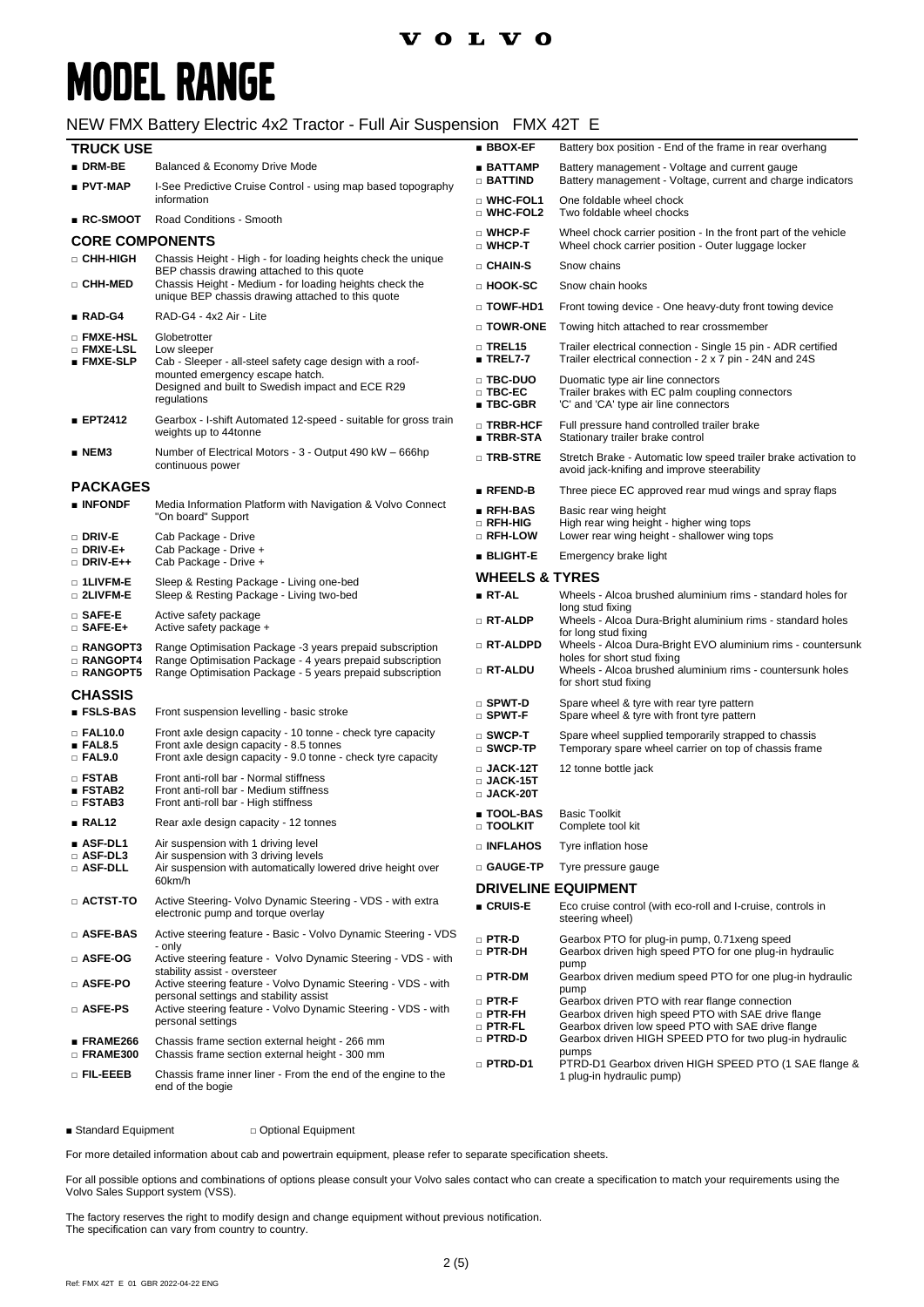# MODEL RANGE

NEW FMX Battery Electric 4x2 Tractor - Full Air Suspension FMX 42T E

## TRUCK USE

- ■ **DRM-BE** Balanced & Economy Drive Mode
- ■ **PVT-MAP** I-See Predictive Cruise Control - using map based topography information
- ■ **RC-SMOOT** Road Conditions - Smooth

## CORE COMPONENTS

- □ **CHH-HIGH** Chassis Height - High - for loading heights check the unique BEP chassis drawing attached to this quote
- □ **CHH-MED** Chassis Height - Medium - for loading heights check the unique BEP chassis drawing attached to this quote
- ■ **RAD-G4** RAD-G4 - 4x2 Air - Lite
- □ **FMXE-HSL** Globetrotter
- □ **FMXE-LSL** Low sleeper
- ■ **FMXE-SLP** Cab - Sleeper - all-steel safety cage design with a roof-mounted emergency escape hatch. Designed and built to Swedish impact and ECE R29 regulations
- ■ **EPT2412** Gearbox - I-shift Automated 12-speed - suitable for gross train weights up to 44tonne
- ■ **NEM3** Number of Electrical Motors - 3 - Output 490 kW – 666hp continuous power

## PACKAGES

- ■ **INFONDF** Media Information Platform with Navigation & Volvo Connect "On board" Support
- □ **DRIV-E** Cab Package - Drive
- □ **DRIV-E+** Cab Package - Drive +
- □ **DRIV-E++** Cab Package - Drive +
- □ **1LIVFM-E** Sleep & Resting Package - Living one-bed
- □ **2LIVFM-E** Sleep & Resting Package - Living two-bed
- □ **SAFE-E** Active safety package
- □ **SAFE-E+** Active safety package +
- □ **RANGOPT3** Range Optimisation Package -3 years prepaid subscription
- □ **RANGOPT4** Range Optimisation Package - 4 years prepaid subscription
- □ **RANGOPT5** Range Optimisation Package - 5 years prepaid subscription

## CHASSIS

- ■ **FSLS-BAS** Front suspension levelling - basic stroke
- □ **FAL10.0** Front axle design capacity - 10 tonne - check tyre capacity
- ■ **FAL8.5** Front axle design capacity - 8.5 tonnes
- □ **FAL9.0** Front axle design capacity - 9.0 tonne - check tyre capacity
- □ **FSTAB** Front anti-roll bar - Normal stiffness
- ■ **FSTAB2** Front anti-roll bar - Medium stiffness
- □ **FSTAB3** Front anti-roll bar - High stiffness
- ■ **RAL12** Rear axle design capacity - 12 tonnes
- ■ **ASF-DL1** Air suspension with 1 driving level
- □ **ASF-DL3** Air suspension with 3 driving levels
- □ **ASF-DLL** Air suspension with automatically lowered drive height over 60km/h
- □ **ACTST-TO** Active Steering- Volvo Dynamic Steering - VDS - with extra electronic pump and torque overlay
- □ **ASFE-BAS** Active steering feature - Basic - Volvo Dynamic Steering - VDS - only
- □ **ASFE-OG** Active steering feature - Volvo Dynamic Steering - VDS - with stability assist - oversteer
- □ **ASFE-PO** Active steering feature - Volvo Dynamic Steering - VDS - with personal settings and stability assist
- □ **ASFE-PS** Active steering feature - Volvo Dynamic Steering - VDS - with personal settings
- ■ **FRAME266** Chassis frame section external height - 266 mm
- □ **FRAME300** Chassis frame section external height - 300 mm
- □ **FIL-EEEB** Chassis frame inner liner - From the end of the engine to the end of the bogie
- ■ **BBOX-EF** Battery box position - End of the frame in rear overhang
- ■ **BATTAMP** Battery management - Voltage and current gauge
- □ **BATTIND** Battery management - Voltage, current and charge indicators
- □ **WHC-FOL1** One foldable wheel chock
- □ **WHC-FOL2** Two foldable wheel chocks
- □ **WHCP-F** Wheel chock carrier position - In the front part of the vehicle
- □ **WHCP-T** Wheel chock carrier position - Outer luggage locker
- □ **CHAIN-S** Snow chains
- □ **HOOK-SC** Snow chain hooks
- □ **TOWF-HD1** Front towing device - One heavy-duty front towing device
- □ **TOWR-ONE** Towing hitch attached to rear crossmember
- □ **TREL15** Trailer electrical connection - Single 15 pin - ADR certified
- ■ **TREL7-7** Trailer electrical connection - 2 x 7 pin - 24N and 24S
- □ **TBC-DUO** Duomatic type air line connectors
- □ **TBC-EC** Trailer brakes with EC palm coupling connectors
- ■ **TBC-GBR** 'C' and 'CA' type air line connectors
- □ **TRBR-HCF** Full pressure hand controlled trailer brake
- ■ **TRBR-STA** Stationary trailer brake control
- □ **TRB-STRE** Stretch Brake - Automatic low speed trailer brake activation to avoid jack-knifing and improve steerability
- ■ **RFEND-B** Three piece EC approved rear mud wings and spray flaps
- ■ **RFH-BAS** Basic rear wing height
- □ **RFH-HIG** High rear wing height - higher wing tops
- □ **RFH-LOW** Lower rear wing height - shallower wing tops
- ■ **BLIGHT-E** Emergency brake light

## WHEELS & TYRES

- ■ **RT-AL** Wheels - Alcoa brushed aluminium rims - standard holes for long stud fixing
- □ **RT-ALDP** Wheels - Alcoa Dura-Bright aluminium rims - standard holes for long stud fixing
- □ **RT-ALDPD** Wheels - Alcoa Dura-Bright EVO aluminium rims - countersunk holes for short stud fixing
- □ **RT-ALDU** Wheels - Alcoa brushed aluminium rims - countersunk holes for short stud fixing
- □ **SPWT-D** Spare wheel & tyre with rear tyre pattern
- □ **SPWT-F** Spare wheel & tyre with front tyre pattern
- □ **SWCP-T** Spare wheel supplied temporarily strapped to chassis
- □ **SWCP-TP** Temporary spare wheel carrier on top of chassis frame
- □ **JACK-12T** 12 tonne bottle jack
- □ **JACK-15T**
- □ **JACK-20T**
- ■ **TOOL-BAS** Basic Toolkit
- □ **TOOLKIT** Complete tool kit
- □ **INFLAHOS** Tyre inflation hose
- □ **GAUGE-TP** Tyre pressure gauge

## DRIVELINE EQUIPMENT

- ■ **CRUIS-E** Eco cruise control (with eco-roll and I-cruise, controls in steering wheel)
- □ **PTR-D** Gearbox PTO for plug-in pump, 0.71xeng speed
- □ **PTR-DH** Gearbox driven high speed PTO for one plug-in hydraulic pump
- □ **PTR-DM** Gearbox driven medium speed PTO for one plug-in hydraulic pump
- □ **PTR-F** Gearbox driven PTO with rear flange connection
- □ **PTR-FH** Gearbox driven high speed PTO with SAE drive flange
- □ **PTR-FL** Gearbox driven low speed PTO with SAE drive flange
- □ **PTRD-D** Gearbox driven HIGH SPEED PTO for two plug-in hydraulic pumps
- □ **PTRD-D1** PTRD-D1 Gearbox driven HIGH SPEED PTO (1 SAE flange & 1 plug-in hydraulic pump)

■ Standard Equipment □ Optional Equipment

For more detailed information about cab and powertrain equipment, please refer to separate specification sheets.

For all possible options and combinations of options please consult your Volvo sales contact who can create a specification to match your requirements using the Volvo Sales Support system (VSS).

The factory reserves the right to modify design and change equipment without previous notification.
The specification can vary from country to country.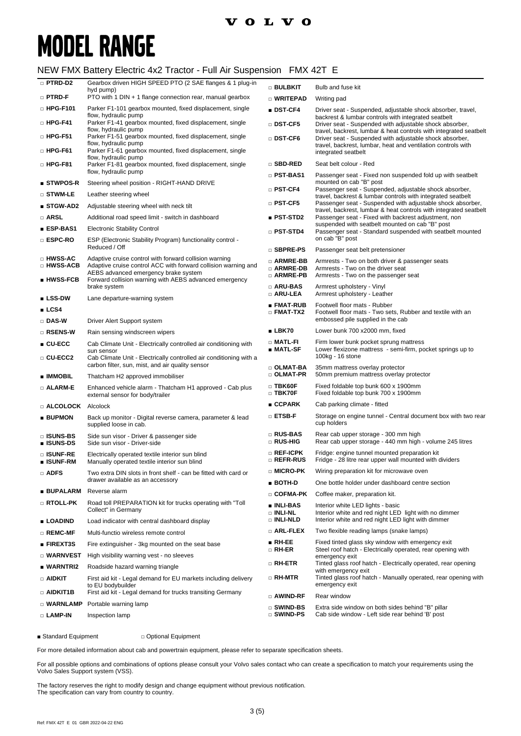# MODEL RANGE

## NEW FMX Battery Electric 4x2 Tractor - Full Air Suspension FMX 42T E

| Code | Description |
|---|---|
| □ PTRD-D2 | Gearbox driven HIGH SPEED PTO (2 SAE flanges & 1 plug-in hyd pump) |
| □ PTRD-F | PTO with 1 DIN + 1 flange connection rear, manual gearbox |
| □ HPG-F101 | Parker F1-101 gearbox mounted, fixed displacement, single flow, hydraulic pump |
| □ HPG-F41 | Parker F1-41 gearbox mounted, fixed displacement, single flow, hydraulic pump |
| □ HPG-F51 | Parker F1-51 gearbox mounted, fixed displacement, single flow, hydraulic pump |
| □ HPG-F61 | Parker F1-61 gearbox mounted, fixed displacement, single flow, hydraulic pump |
| □ HPG-F81 | Parker F1-81 gearbox mounted, fixed displacement, single flow, hydraulic pump |
| ■ STWPOS-R | Steering wheel position - RIGHT-HAND DRIVE |
| □ STWM-LE | Leather steering wheel |
| ■ STGW-AD2 | Adjustable steering wheel with neck tilt |
| □ ARSL | Additional road speed limit - switch in dashboard |
| ■ ESP-BAS1 | Electronic Stability Control |
| □ ESPC-RO | ESP (Electronic Stability Program) functionality control - Reduced / Off |
| □ HWSS-AC | Adaptive cruise control with forward collision warning |
| □ HWSS-ACB | Adaptive cruise control ACC with forward collision warning and AEBS advanced emergency brake system |
| ■ HWSS-FCB | Forward collision warning with AEBS advanced emergency brake system |
| ■ LSS-DW | Lane departure-warning system |
| ■ LCS4 | |
| □ DAS-W | Driver Alert Support system |
| □ RSENS-W | Rain sensing windscreen wipers |
| ■ CU-ECC | Cab Climate Unit - Electrically controlled air conditioning with sun sensor |
| □ CU-ECC2 | Cab Climate Unit - Electrically controlled air conditioning with a carbon filter, sun, mist, and air quality sensor |
| ■ IMMOBIL | Thatcham H2 approved immobiliser |
| □ ALARM-E | Enhanced vehicle alarm - Thatcham H1 approved - Cab plus external sensor for body/trailer |
| □ ALCOLOCK | Alcolock |
| ■ BUPMON | Back up monitor - Digital reverse camera, parameter & lead supplied loose in cab. |
| □ ISUNS-BS | Side sun visor - Driver & passenger side |
| ■ ISUNS-DS | Side sun visor - Driver-side |
| □ ISUNF-RE | Electrically operated textile interior sun blind |
| ■ ISUNF-RM | Manually operated textile interior sun blind |
| □ ADFS | Two extra DIN slots in front shelf - can be fitted with card or drawer available as an accessory |
| ■ BUPALARM | Reverse alarm |
| □ RTOLL-PK | Road toll PREPARATION kit for trucks operating with "Toll Collect" in Germany |
| ■ LOADIND | Load indicator with central dashboard display |
| □ REMC-MF | Multi-functio wireless remote control |
| ■ FIREXT3S | Fire extinguisher - 3kg mounted on the seat base |
| □ WARNVEST | High visibility warning vest - no sleeves |
| ■ WARNTRI2 | Roadside hazard warning triangle |
| □ AIDKIT | First aid kit - Legal demand for EU markets including delivery to EU bodybuilder |
| □ AIDKIT1B | First aid kit - Legal demand for trucks transiting Germany |
| □ WARNLAMP | Portable warning lamp |
| □ LAMP-IN | Inspection lamp |
| □ BULBKIT | Bulb and fuse kit |
| □ WRITEPAD | Writing pad |
| ■ DST-CF4 | Driver seat - Suspended, adjustable shock absorber, travel, backrest & lumbar controls with integrated seatbelt |
| □ DST-CF5 | Driver seat - Suspended with adjustable shock absorber, travel, backrest, lumbar & heat controls with integrated seatbelt |
| □ DST-CF6 | Driver seat - Suspended with adjustable shock absorber, travel, backrest, lumbar, heat and ventilation controls with integrated seatbelt |
| □ SBD-RED | Seat belt colour - Red |
| □ PST-BAS1 | Passenger seat - Fixed non suspended fold up with seatbelt mounted on cab "B" post |
| □ PST-CF4 | Passenger seat - Suspended, adjustable shock absorber, travel, backrest & lumbar controls with integrated seatbelt |
| □ PST-CF5 | Passenger seat - Suspended with adjustable shock absorber, travel, backrest, lumbar & heat controls with integrated seatbelt |
| ■ PST-STD2 | Passenger seat - Fixed with backrest adjustment, non suspended with seatbelt mounted on cab "B" post |
| □ PST-STD4 | Passenger seat - Standard suspended with seatbelt mounted on cab "B" post |
| □ SBPRE-PS | Passenger seat belt pretensioner |
| □ ARMRE-BB | Armrests - Two on both driver & passenger seats |
| □ ARMRE-DB | Armrests - Two on the driver seat |
| □ ARMRE-PB | Armrests - Two on the passenger seat |
| □ ARU-BAS | Armrest upholstery - Vinyl |
| □ ARU-LEA | Armrest upholstery - Leather |
| ■ FMAT-RUB | Footwell floor mats - Rubber |
| □ FMAT-TX2 | Footwell floor mats - Two sets, Rubber and textile with an embossed pile supplied in the cab |
| ■ LBK70 | Lower bunk 700 x2000 mm, fixed |
| □ MATL-FI | Firm lower bunk pocket sprung mattress |
| ■ MATL-SF | Lower flexizone mattress - semi-firm, pocket springs up to 100kg - 16 stone |
| □ OLMAT-BA | 35mm mattress overlay protector |
| □ OLMAT-PR | 50mm premium mattress overlay protector |
| □ TBK60F | Fixed foldable top bunk 600 x 1900mm |
| □ TBK70F | Fixed foldable top bunk 700 x 1900mm |
| ■ CCPARK | Cab parking climate - fitted |
| □ ETSB-F | Storage on engine tunnel - Central document box with two rear cup holders |
| □ RUS-BAS | Rear cab upper storage - 300 mm high |
| □ RUS-HIG | Rear cab upper storage - 440 mm high - volume 245 litres |
| □ REF-ICPK | Fridge: engine tunnel mounted preparation kit |
| □ REFR-RUS | Fridge - 28 litre rear upper wall mounted with dividers |
| □ MICRO-PK | Wiring preparation kit for microwave oven |
| ■ BOTH-D | One bottle holder under dashboard centre section |
| □ COFMA-PK | Coffee maker, preparation kit. |
| ■ INLI-BAS | Interior white LED lights - basic |
| □ INLI-NL | Interior white and red night LED light with no dimmer |
| □ INLI-NLD | Interior white and red night LED light with dimmer |
| □ ARL-FLEX | Two flexible reading lamps (snake lamps) |
| ■ RH-EE | Fixed tinted glass sky window with emergency exit |
| □ RH-ER | Steel roof hatch - Electrically operated, rear opening with emergency exit |
| □ RH-ETR | Tinted glass roof hatch - Electrically operated, rear opening with emergency exit |
| □ RH-MTR | Tinted glass roof hatch - Manually operated, rear opening with emergency exit |
| □ AWIND-RF | Rear window |
| □ SWIND-BS | Extra side window on both sides behind "B" pillar |
| □ SWIND-PS | Cab side window - Left side rear behind 'B' post |

■ Standard Equipment □ Optional Equipment

For more detailed information about cab and powertrain equipment, please refer to separate specification sheets.

For all possible options and combinations of options please consult your Volvo sales contact who can create a specification to match your requirements using the Volvo Sales Support system (VSS).

The factory reserves the right to modify design and change equipment without previous notification.
The specification can vary from country to country.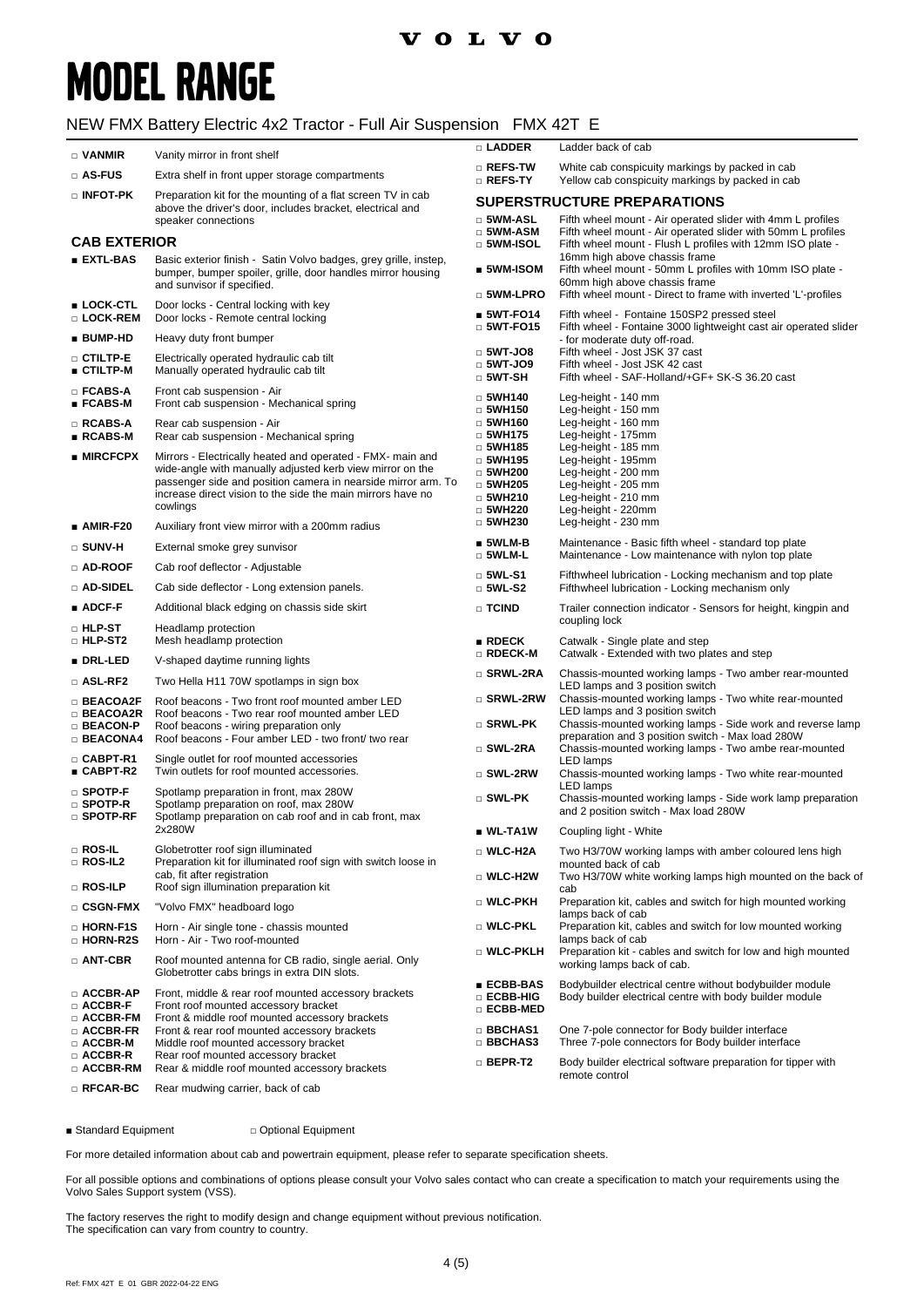# MODEL RANGE

## NEW FMX Battery Electric 4x2 Tractor - Full Air Suspension FMX 42T E

| | |
|---|---|
| □ VANMIR | Vanity mirror in front shelf |
| □ AS-FUS | Extra shelf in front upper storage compartments |
| □ INFOT-PK | Preparation kit for the mounting of a flat screen TV in cab above the driver's door, includes bracket, electrical and speaker connections |

### CAB EXTERIOR

| | |
|---|---|
| ■ EXTL-BAS | Basic exterior finish - Satin Volvo badges, grey grille, instep, bumper, bumper spoiler, grille, door handles mirror housing and sunvisor if specified. |
| ■ LOCK-CTL | Door locks - Central locking with key |
| □ LOCK-REM | Door locks - Remote central locking |
| ■ BUMP-HD | Heavy duty front bumper |
| □ CTILTP-E | Electrically operated hydraulic cab tilt |
| ■ CTILTP-M | Manually operated hydraulic cab tilt |
| □ FCABS-A | Front cab suspension - Air |
| ■ FCABS-M | Front cab suspension - Mechanical spring |
| □ RCABS-A | Rear cab suspension - Air |
| ■ RCABS-M | Rear cab suspension - Mechanical spring |
| ■ MIRCFCPX | Mirrors - Electrically heated and operated - FMX- main and wide-angle with manually adjusted kerb view mirror on the passenger side and position camera in nearside mirror arm. To increase direct vision to the side the main mirrors have no cowlings |
| ■ AMIR-F20 | Auxiliary front view mirror with a 200mm radius |
| □ SUNV-H | External smoke grey sunvisor |
| □ AD-ROOF | Cab roof deflector - Adjustable |
| □ AD-SIDEL | Cab side deflector - Long extension panels. |
| ■ ADCF-F | Additional black edging on chassis side skirt |
| □ HLP-ST | Headlamp protection |
| □ HLP-ST2 | Mesh headlamp protection |
| ■ DRL-LED | V-shaped daytime running lights |
| □ ASL-RF2 | Two Hella H11 70W spotlamps in sign box |
| □ BEACOA2F | Roof beacons - Two front roof mounted amber LED |
| □ BEACOA2R | Roof beacons - Two rear roof mounted amber LED |
| □ BEACON-P | Roof beacons - wiring preparation only |
| □ BEACONA4 | Roof beacons - Four amber LED - two front/ two rear |
| □ CABPT-R1 | Single outlet for roof mounted accessories |
| ■ CABPT-R2 | Twin outlets for roof mounted accessories. |
| □ SPOTP-F | Spotlamp preparation in front, max 280W |
| □ SPOTP-R | Spotlamp preparation on roof, max 280W |
| □ SPOTP-RF | Spotlamp preparation on cab roof and in cab front, max 2x280W |
| □ ROS-IL | Globetrotter roof sign illuminated |
| □ ROS-IL2 | Preparation kit for illuminated roof sign with switch loose in cab, fit after registration |
| □ ROS-ILP | Roof sign illumination preparation kit |
| □ CSGN-FMX | "Volvo FMX" headboard logo |
| □ HORN-F1S | Horn - Air single tone - chassis mounted |
| □ HORN-R2S | Horn - Air - Two roof-mounted |
| □ ANT-CBR | Roof mounted antenna for CB radio, single aerial. Only Globetrotter cabs brings in extra DIN slots. |
| □ ACCBR-AP | Front, middle & rear roof mounted accessory brackets |
| □ ACCBR-F | Front roof mounted accessory bracket |
| □ ACCBR-FM | Front & middle roof mounted accessory brackets |
| □ ACCBR-FR | Front & rear roof mounted accessory brackets |
| □ ACCBR-M | Middle roof mounted accessory bracket |
| □ ACCBR-R | Rear roof mounted accessory bracket |
| □ ACCBR-RM | Rear & middle roof mounted accessory brackets |
| □ RFCAR-BC | Rear mudwing carrier, back of cab |
| □ LADDER | Ladder back of cab |
| □ REFS-TW | White cab conspicuity markings by packed in cab |
| □ REFS-TY | Yellow cab conspicuity markings by packed in cab |

### SUPERSTRUCTURE PREPARATIONS

| | |
|---|---|
| □ 5WM-ASL | Fifth wheel mount - Air operated slider with 4mm L profiles |
| □ 5WM-ASM | Fifth wheel mount - Air operated slider with 50mm L profiles |
| □ 5WM-ISOL | Fifth wheel mount - Flush L profiles with 12mm ISO plate - 16mm high above chassis frame |
| ■ 5WM-ISOM | Fifth wheel mount - 50mm L profiles with 10mm ISO plate - 60mm high above chassis frame |
| □ 5WM-LPRO | Fifth wheel mount - Direct to frame with inverted 'L'-profiles |
| ■ 5WT-FO14 | Fifth wheel - Fontaine 150SP2 pressed steel |
| □ 5WT-FO15 | Fifth wheel - Fontaine 3000 lightweight cast air operated slider - for moderate duty off-road. |
| □ 5WT-JO8 | Fifth wheel - Jost JSK 37 cast |
| □ 5WT-JO9 | Fifth wheel - Jost JSK 42 cast |
| □ 5WT-SH | Fifth wheel - SAF-Holland/+GF+ SK-S 36.20 cast |
| □ 5WH140 | Leg-height - 140 mm |
| □ 5WH150 | Leg-height - 150 mm |
| □ 5WH160 | Leg-height - 160 mm |
| □ 5WH175 | Leg-height - 175mm |
| □ 5WH185 | Leg-height - 185 mm |
| □ 5WH195 | Leg-height - 195mm |
| □ 5WH200 | Leg-height - 200 mm |
| □ 5WH205 | Leg-height - 205 mm |
| □ 5WH210 | Leg-height - 210 mm |
| □ 5WH220 | Leg-height - 220mm |
| □ 5WH230 | Leg-height - 230 mm |
| ■ 5WLM-B | Maintenance - Basic fifth wheel - standard top plate |
| □ 5WLM-L | Maintenance - Low maintenance with nylon top plate |
| □ 5WL-S1 | Fifthwheel lubrication - Locking mechanism and top plate |
| □ 5WL-S2 | Fifthwheel lubrication - Locking mechanism only |
| □ TCIND | Trailer connection indicator - Sensors for height, kingpin and coupling lock |
| ■ RDECK | Catwalk - Single plate and step |
| □ RDECK-M | Catwalk - Extended with two plates and step |
| □ SRWL-2RA | Chassis-mounted working lamps - Two amber rear-mounted LED lamps and 3 position switch |
| □ SRWL-2RW | Chassis-mounted working lamps - Two white rear-mounted LED lamps and 3 position switch |
| □ SRWL-PK | Chassis-mounted working lamps - Side work and reverse lamp preparation and 3 position switch - Max load 280W |
| □ SWL-2RA | Chassis-mounted working lamps - Two ambe rear-mounted LED lamps |
| □ SWL-2RW | Chassis-mounted working lamps - Two white rear-mounted LED lamps |
| □ SWL-PK | Chassis-mounted working lamps - Side work lamp preparation and 2 position switch - Max load 280W |
| ■ WL-TA1W | Coupling light - White |
| □ WLC-H2A | Two H3/70W working lamps with amber coloured lens high mounted back of cab |
| □ WLC-H2W | Two H3/70W white working lamps high mounted on the back of cab |
| □ WLC-PKH | Preparation kit, cables and switch for high mounted working lamps back of cab |
| □ WLC-PKL | Preparation kit, cables and switch for low mounted working lamps back of cab |
| □ WLC-PKLH | Preparation kit - cables and switch for low and high mounted working lamps back of cab. |
| ■ ECBB-BAS | Bodybuilder electrical centre without bodybuilder module |
| □ ECBB-HIG | Body builder electrical centre with body builder module |
| □ ECBB-MED | |
| □ BBCHAS1 | One 7-pole connector for Body builder interface |
| □ BBCHAS3 | Three 7-pole connectors for Body builder interface |
| □ BEPR-T2 | Body builder electrical software preparation for tipper with remote control |

■ Standard Equipment □ Optional Equipment

For more detailed information about cab and powertrain equipment, please refer to separate specification sheets.

For all possible options and combinations of options please consult your Volvo sales contact who can create a specification to match your requirements using the Volvo Sales Support system (VSS).

The factory reserves the right to modify design and change equipment without previous notification.
The specification can vary from country to country.

Ref: FMX 42T E 01 GBR 2022-04-22 ENG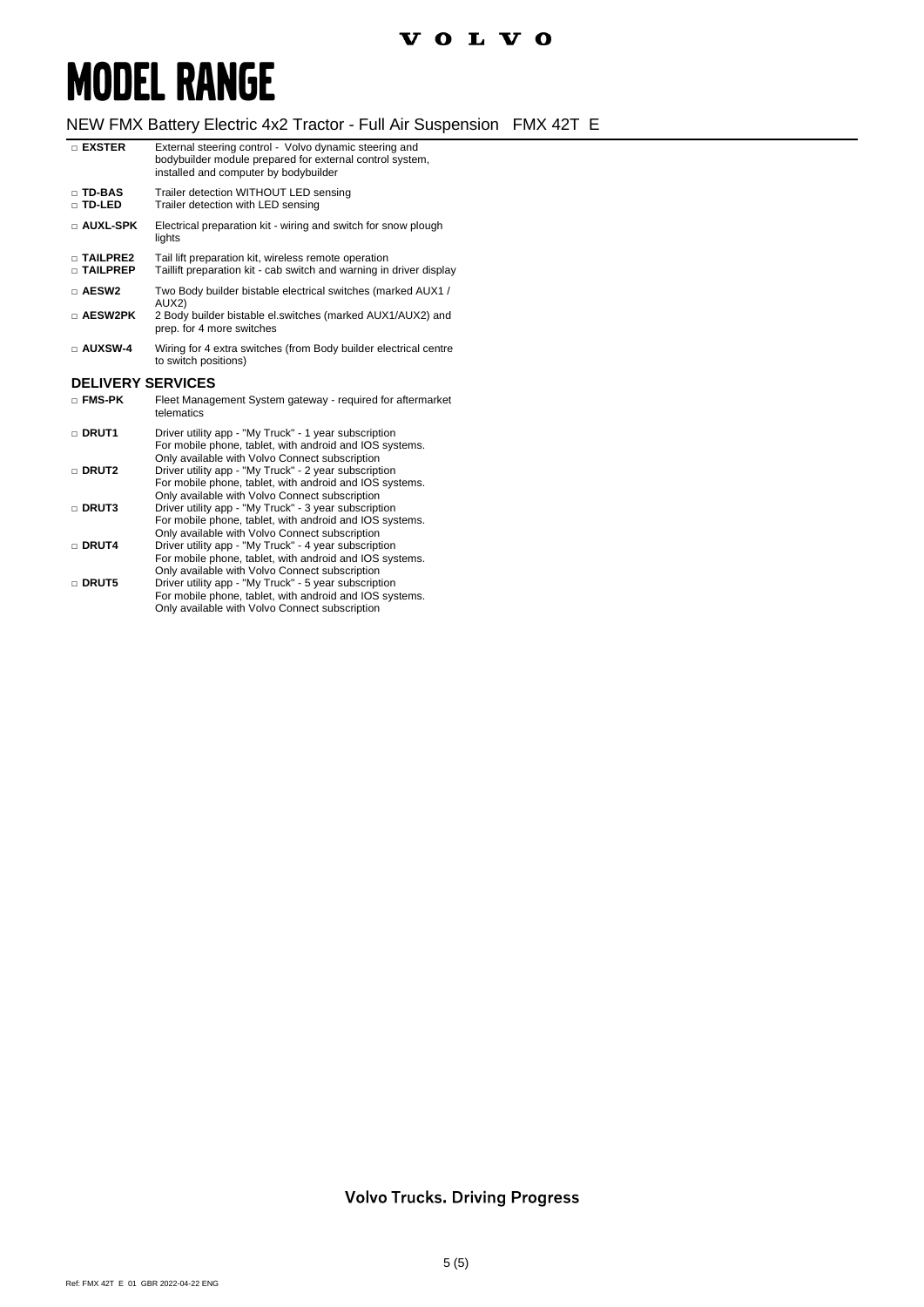# MODEL RANGE

NEW FMX Battery Electric 4x2 Tractor - Full Air Suspension FMX 42T E

| | |
|---|---|
| □ **EXSTER** | External steering control - Volvo dynamic steering and bodybuilder module prepared for external control system, installed and computer by bodybuilder |
| □ **TD-BAS** | Trailer detection WITHOUT LED sensing |
| □ **TD-LED** | Trailer detection with LED sensing |
| □ **AUXL-SPK** | Electrical preparation kit - wiring and switch for snow plough lights |
| □ **TAILPRE2** | Tail lift preparation kit, wireless remote operation |
| □ **TAILPREP** | Taillift preparation kit - cab switch and warning in driver display |
| □ **AESW2** | Two Body builder bistable electrical switches (marked AUX1 / AUX2) |
| □ **AESW2PK** | 2 Body builder bistable el.switches (marked AUX1/AUX2) and prep. for 4 more switches |
| □ **AUXSW-4** | Wiring for 4 extra switches (from Body builder electrical centre to switch positions) |

## DELIVERY SERVICES

| | |
|---|---|
| □ **FMS-PK** | Fleet Management System gateway - required for aftermarket telematics |
| □ **DRUT1** | Driver utility app - "My Truck" - 1 year subscription For mobile phone, tablet, with android and IOS systems. Only available with Volvo Connect subscription |
| □ **DRUT2** | Driver utility app - "My Truck" - 2 year subscription For mobile phone, tablet, with android and IOS systems. Only available with Volvo Connect subscription |
| □ **DRUT3** | Driver utility app - "My Truck" - 3 year subscription For mobile phone, tablet, with android and IOS systems. Only available with Volvo Connect subscription |
| □ **DRUT4** | Driver utility app - "My Truck" - 4 year subscription For mobile phone, tablet, with android and IOS systems. Only available with Volvo Connect subscription |
| □ **DRUT5** | Driver utility app - "My Truck" - 5 year subscription For mobile phone, tablet, with android and IOS systems. Only available with Volvo Connect subscription |

Volvo Trucks. Driving Progress

Ref: FMX 42T E 01 GBR 2022-04-22 ENG